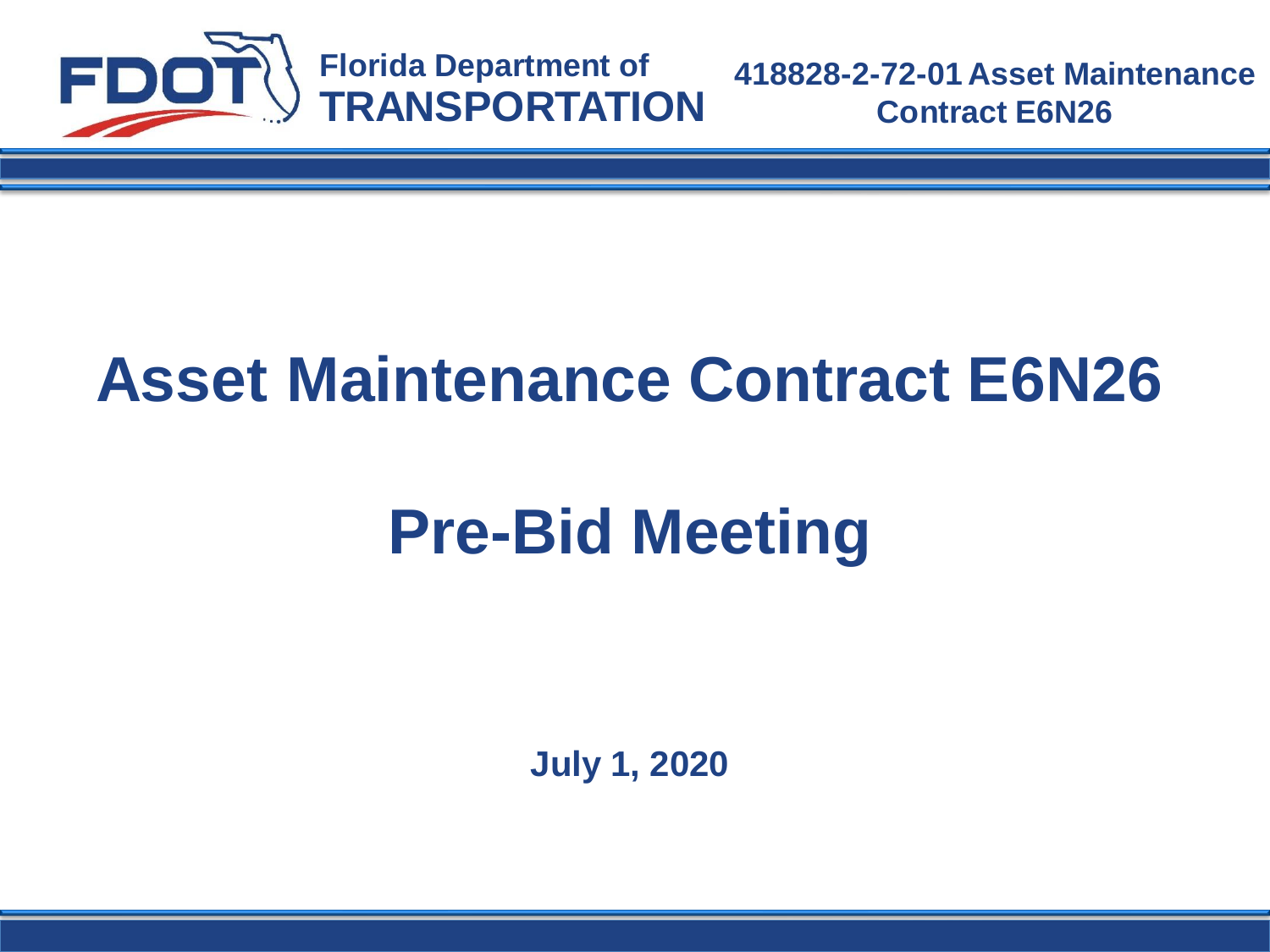# Asset Maintenance Contract E6N26

# Pre-Bid Meeting

**July 1, 2020**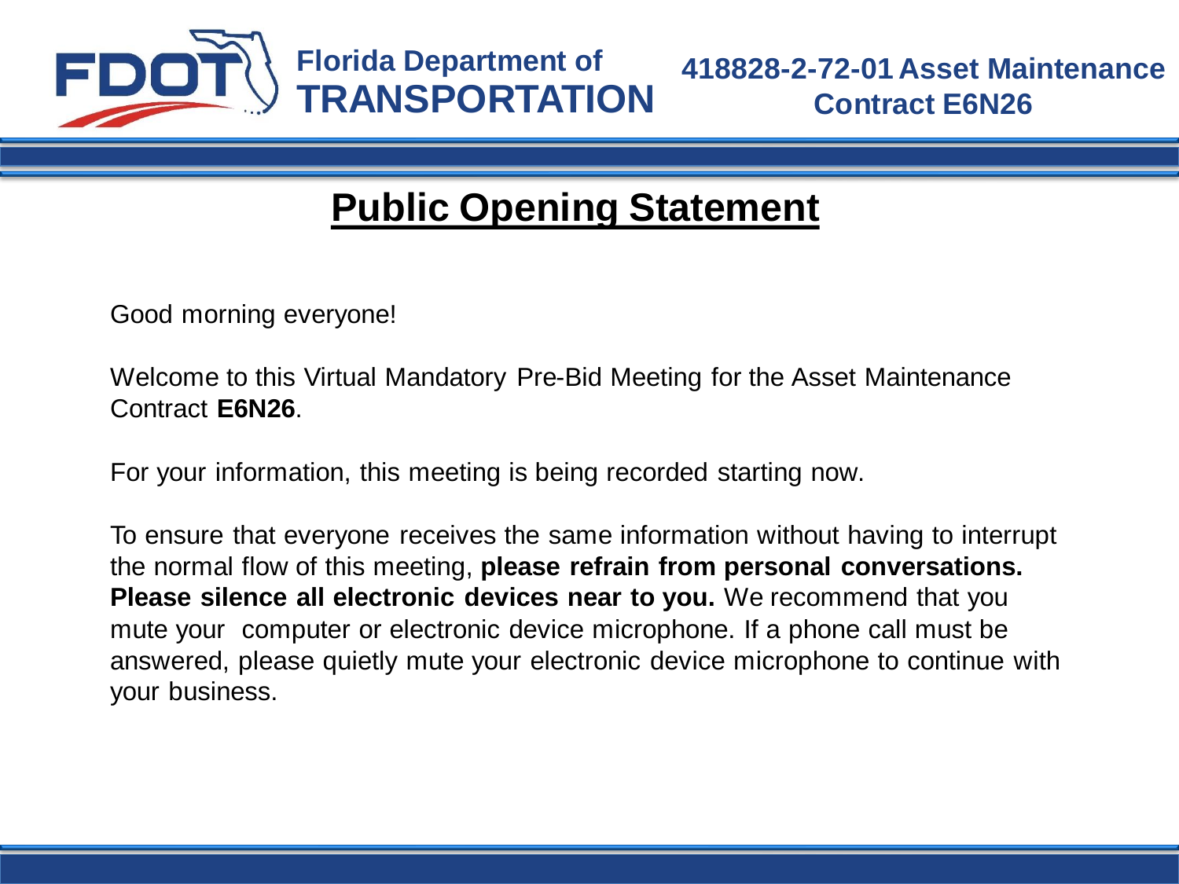# Public Opening Statement

Good morning everyone!

Welcome to this Virtual Mandatory Pre-Bid Meeting for the Asset Maintenance Contract **E6N26**.

For your information, this meeting is being recorded starting now.

To ensure that everyone receives the same information without having to interrupt the normal flow of this meeting, **please refrain from personal conversations. Please silence all electronic devices near to you.** We recommend that you mute your computer or electronic device microphone. If a phone call must be answered, please quietly mute your electronic device microphone to continue with your business.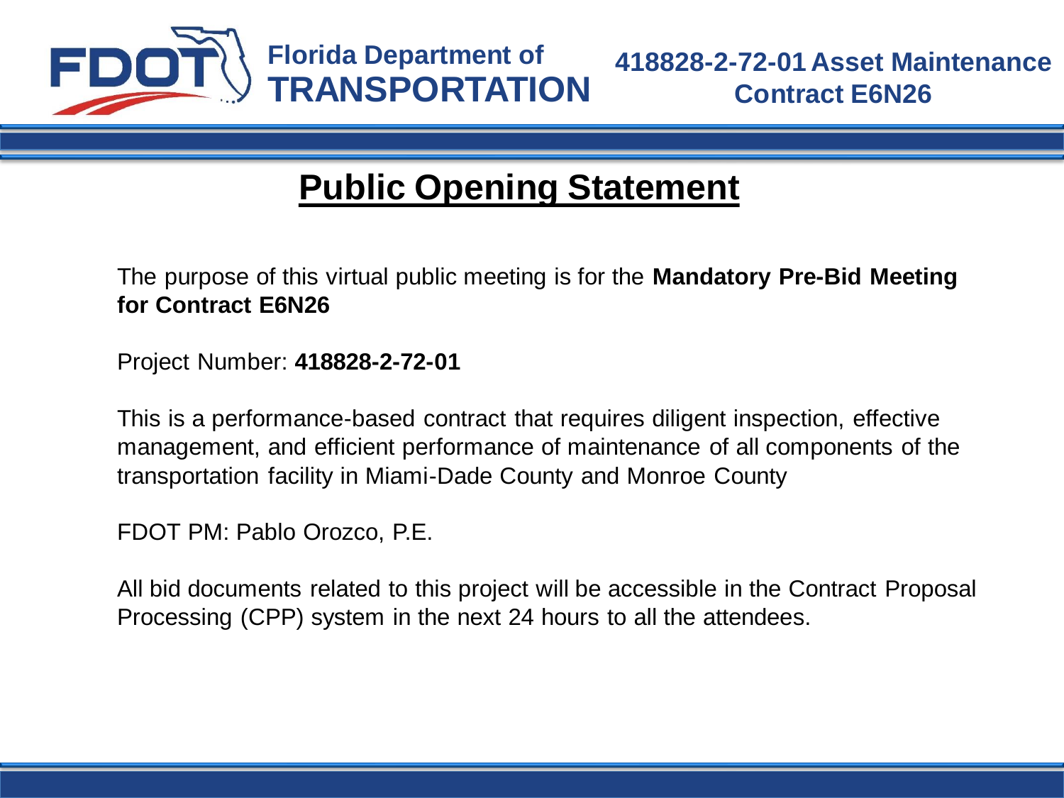Florida Department of **TRANSPORTATION**

**418828-2-72-01 Asset Maintenance Contract E6N26**

# Public Opening Statement

The purpose of this virtual public meeting is for the **Mandatory Pre-Bid Meeting for Contract E6N26**

Project Number: **418828-2-72-01**

This is a performance-based contract that requires diligent inspection, effective management, and efficient performance of maintenance of all components of the transportation facility in Miami-Dade County and Monroe County

FDOT PM: Pablo Orozco, P.E.

All bid documents related to this project will be accessible in the Contract Proposal Processing (CPP) system in the next 24 hours to all the attendees.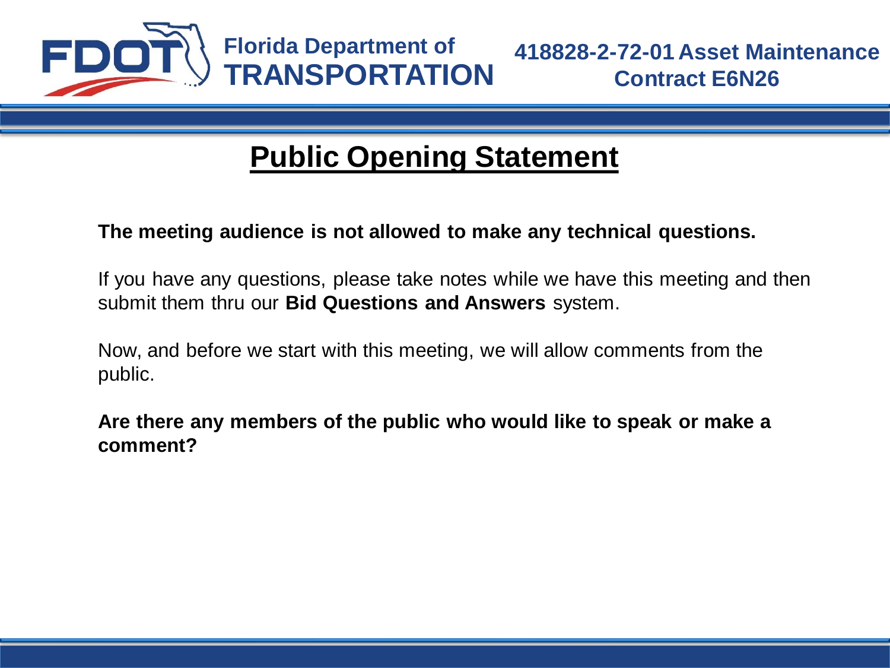# Public Opening Statement

**The meeting audience is not allowed to make any technical questions.**

If you have any questions, please take notes while we have this meeting and then submit them thru our **Bid Questions and Answers** system.

Now, and before we start with this meeting, we will allow comments from the public.

**Are there any members of the public who would like to speak or make a comment?**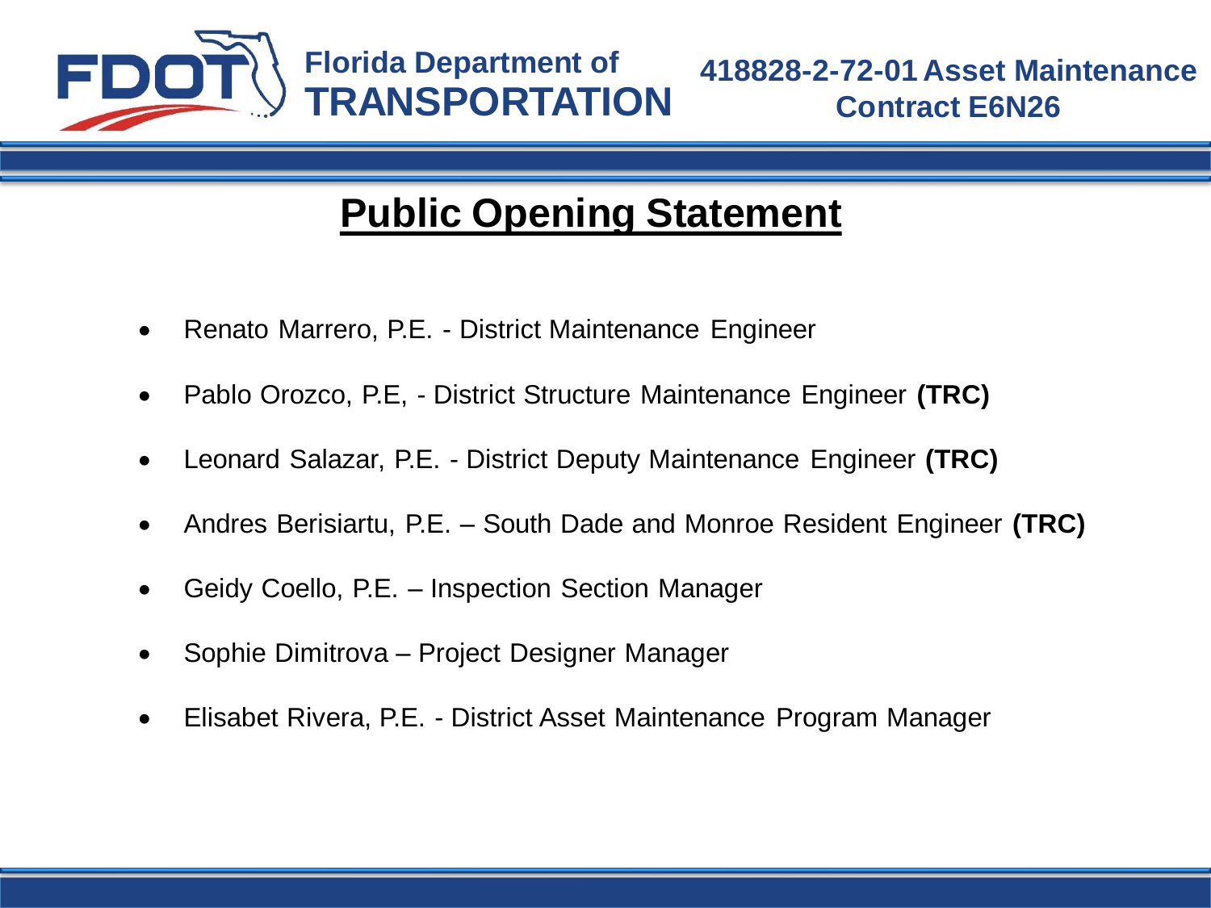# Public Opening Statement

- Renato Marrero, P.E. - District Maintenance Engineer
- Pablo Orozco, P.E, - District Structure Maintenance Engineer **(TRC)**
- Leonard Salazar, P.E. - District Deputy Maintenance Engineer **(TRC)**
- Andres Berisiartu, P.E. – South Dade and Monroe Resident Engineer **(TRC)**
- Geidy Coello, P.E. – Inspection Section Manager
- Sophie Dimitrova – Project Designer Manager
- Elisabet Rivera, P.E. - District Asset Maintenance Program Manager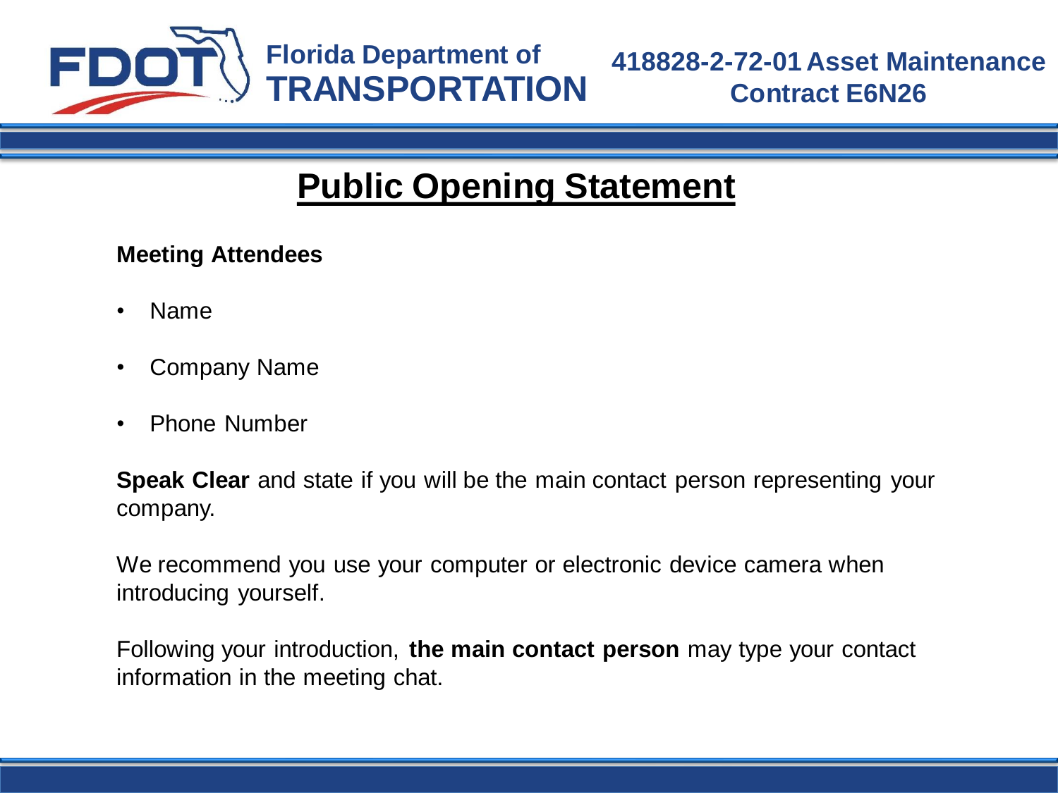# Public Opening Statement

**Meeting Attendees**

- Name
- Company Name
- Phone Number

**Speak Clear** and state if you will be the main contact person representing your company.

We recommend you use your computer or electronic device camera when introducing yourself.

Following your introduction, **the main contact person** may type your contact information in the meeting chat.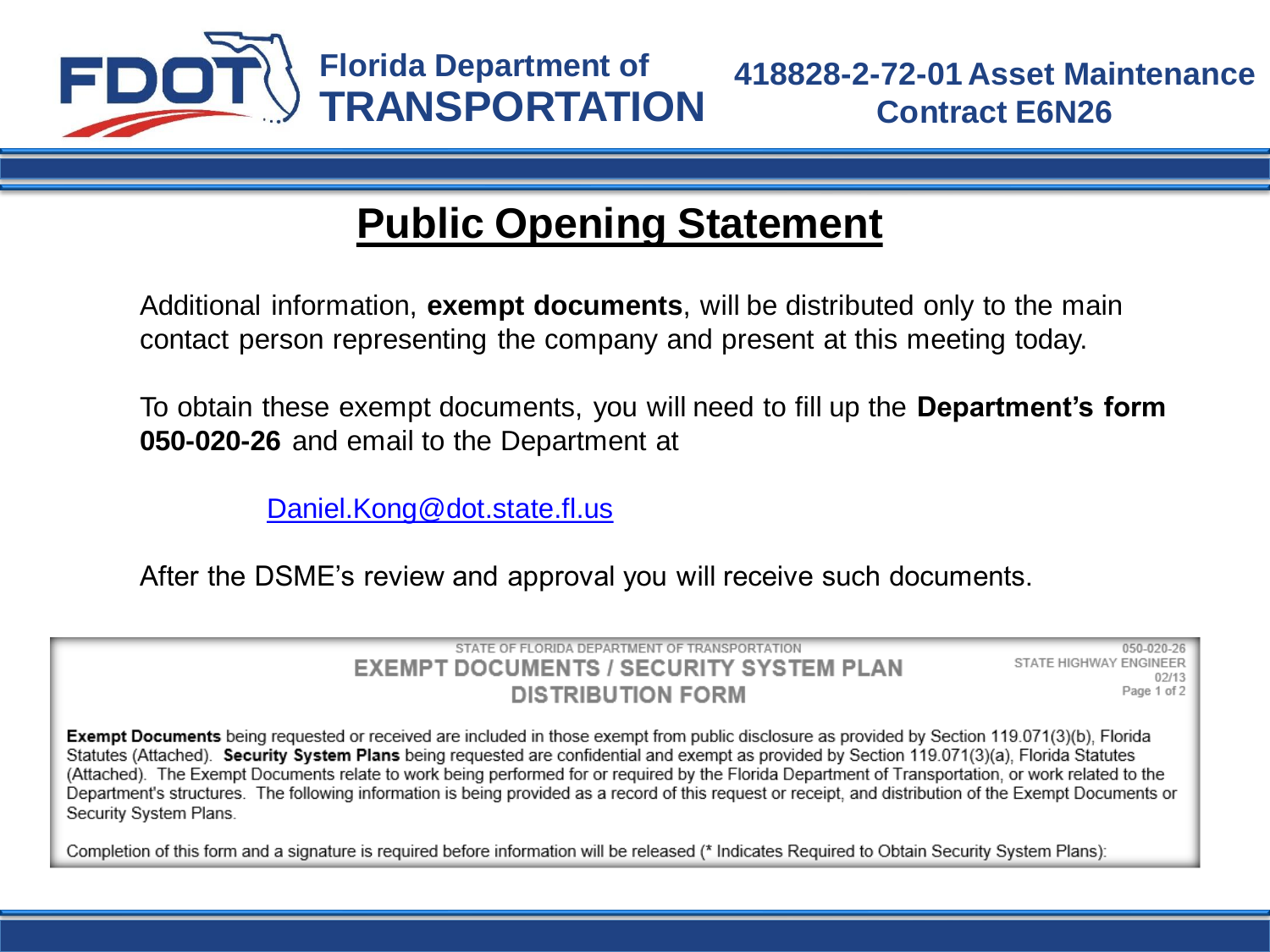Florida Department of TRANSPORTATION

418828-2-72-01 Asset Maintenance Contract E6N26

# Public Opening Statement

Additional information, **exempt documents**, will be distributed only to the main contact person representing the company and present at this meeting today.

To obtain these exempt documents, you will need to fill up the **Department's form 050-020-26** and email to the Department at

Daniel.Kong@dot.state.fl.us

After the DSME's review and approval you will receive such documents.

STATE OF FLORIDA DEPARTMENT OF TRANSPORTATION

## EXEMPT DOCUMENTS / SECURITY SYSTEM PLAN DISTRIBUTION FORM

050-020-26
STATE HIGHWAY ENGINEER
02/13
Page 1 of 2

**Exempt Documents** being requested or received are included in those exempt from public disclosure as provided by Section 119.071(3)(b), Florida Statutes (Attached). **Security System Plans** being requested are confidential and exempt as provided by Section 119.071(3)(a), Florida Statutes (Attached). The Exempt Documents relate to work being performed for or required by the Florida Department of Transportation, or work related to the Department's structures. The following information is being provided as a record of this request or receipt, and distribution of the Exempt Documents or Security System Plans.

Completion of this form and a signature is required before information will be released (* Indicates Required to Obtain Security System Plans):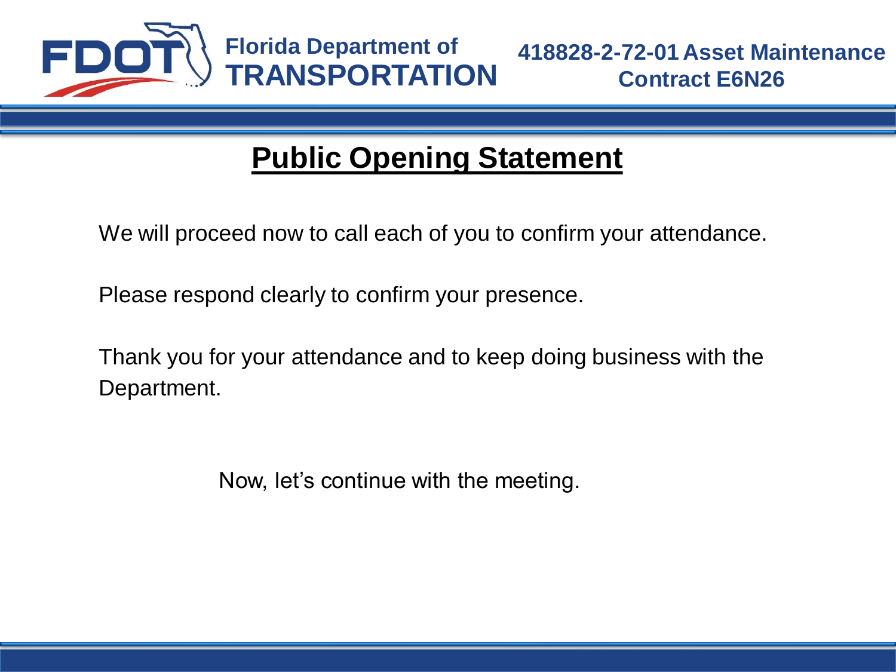# Public Opening Statement

We will proceed now to call each of you to confirm your attendance.

Please respond clearly to confirm your presence.

Thank you for your attendance and to keep doing business with the Department.

Now, let's continue with the meeting.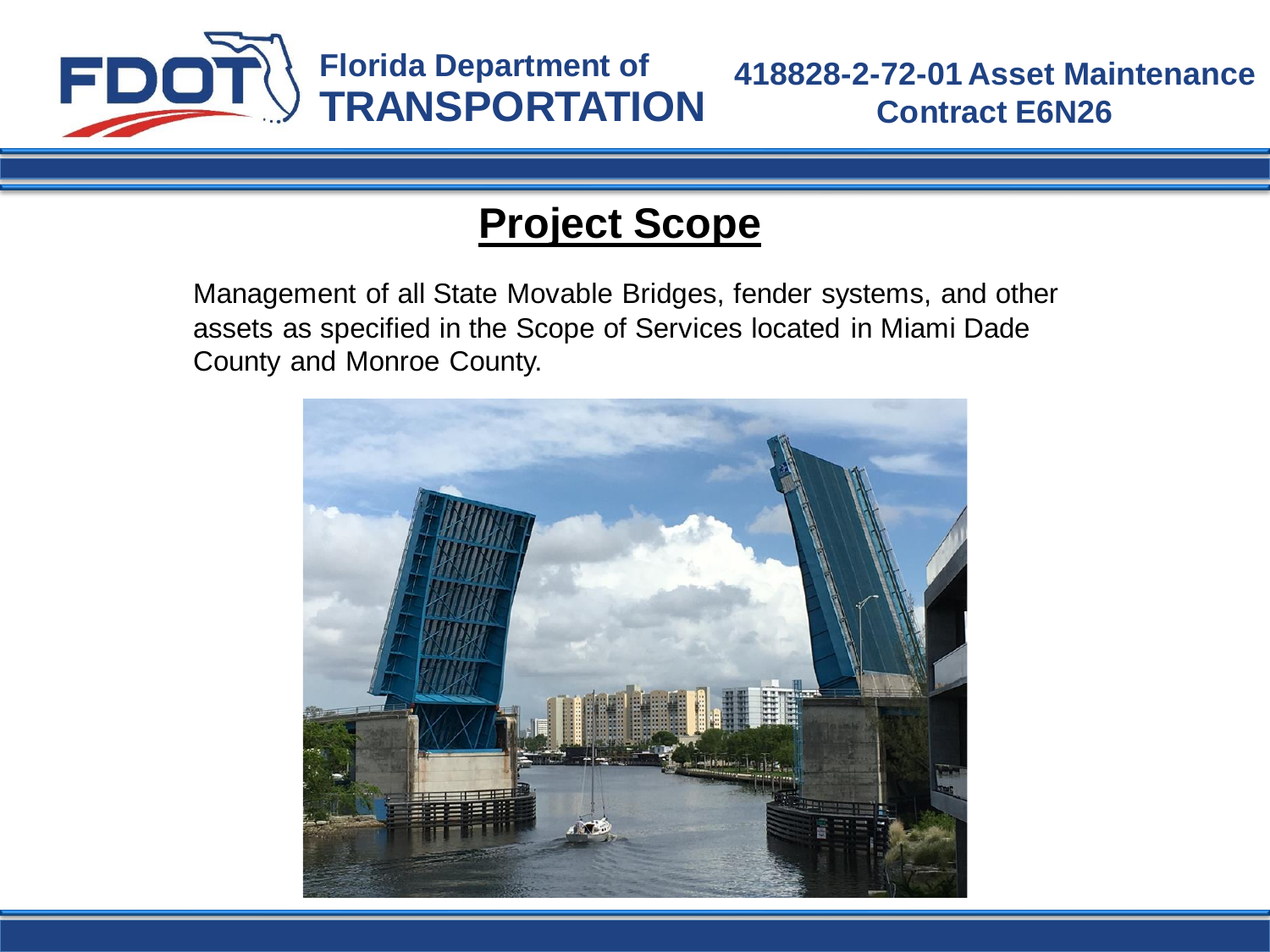# Project Scope

Management of all State Movable Bridges, fender systems, and other assets as specified in the Scope of Services located in Miami Dade County and Monroe County.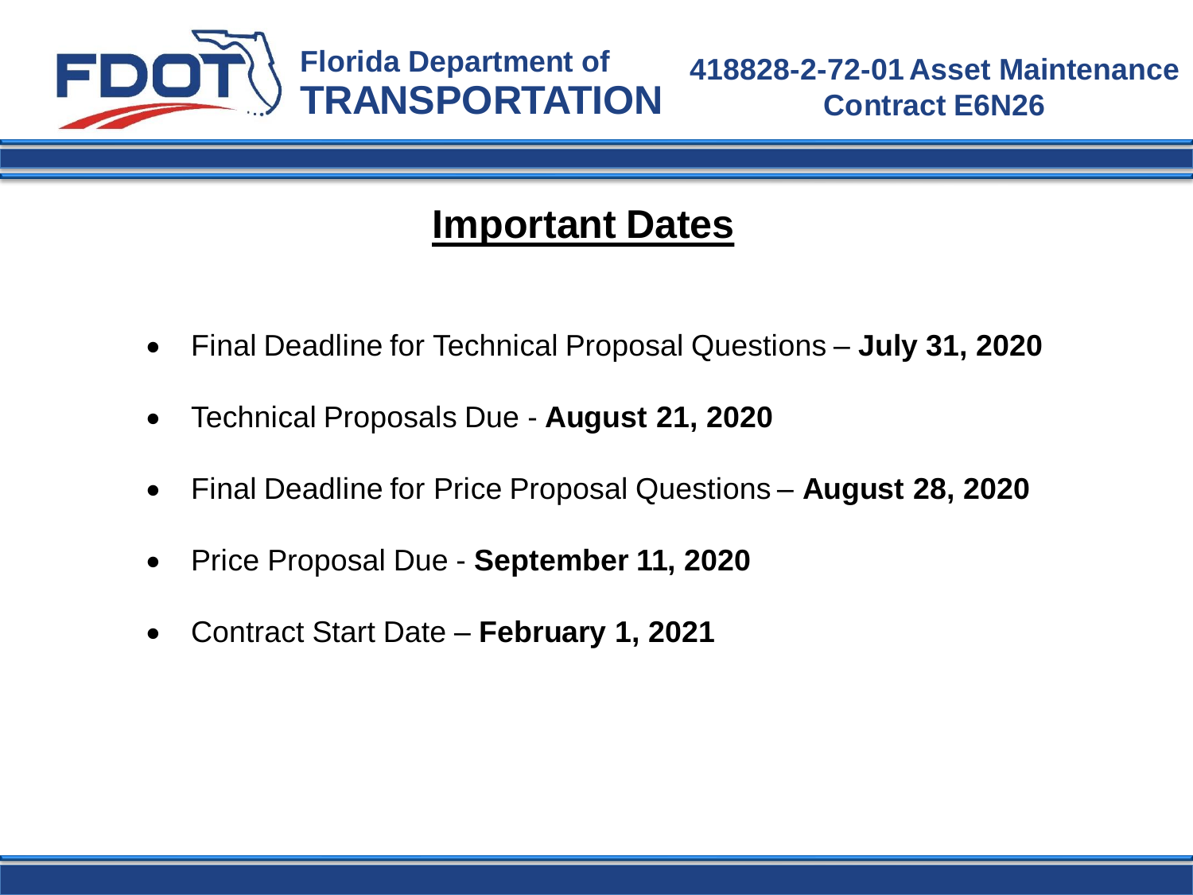# Important Dates

- Final Deadline for Technical Proposal Questions – **July 31, 2020**
- Technical Proposals Due - **August 21, 2020**
- Final Deadline for Price Proposal Questions – **August 28, 2020**
- Price Proposal Due - **September 11, 2020**
- Contract Start Date – **February 1, 2021**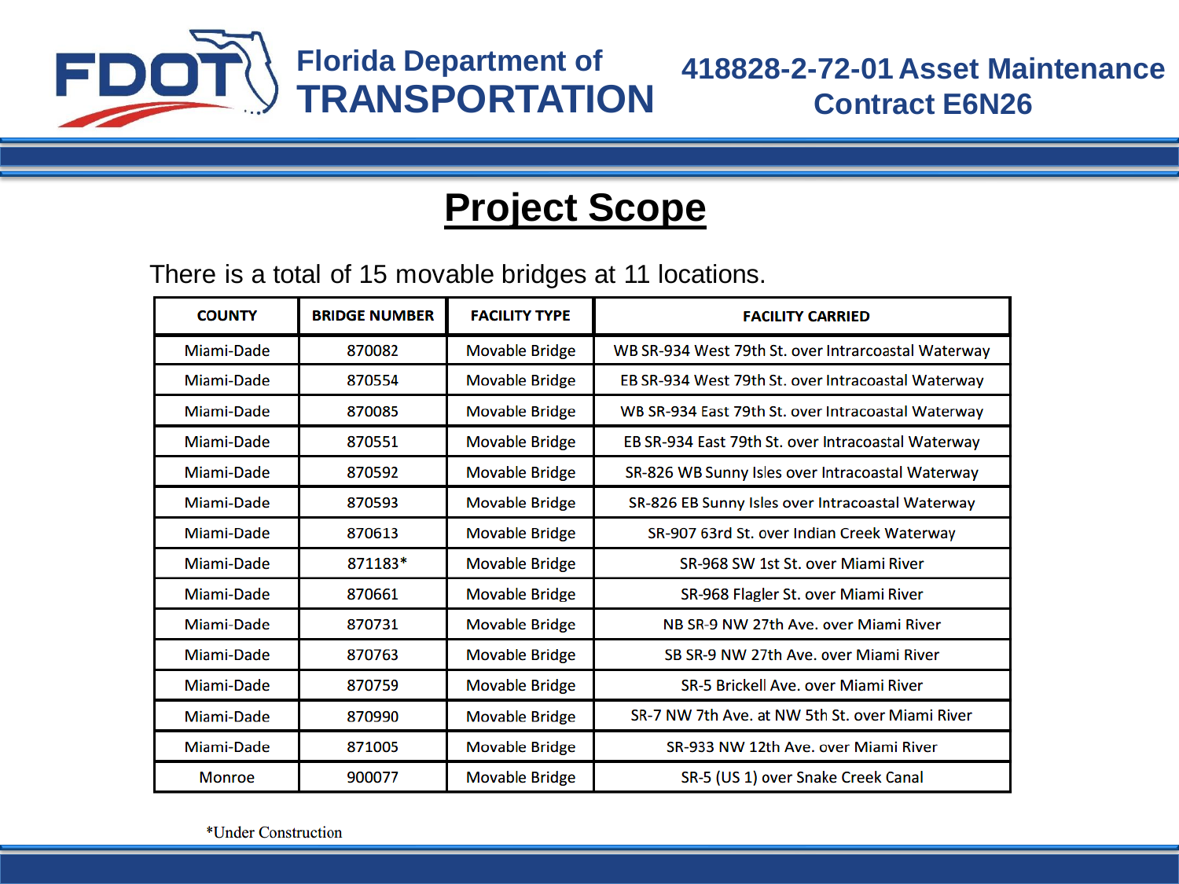# Project Scope

There is a total of 15 movable bridges at 11 locations.

| COUNTY | BRIDGE NUMBER | FACILITY TYPE | FACILITY CARRIED |
|---|---|---|---|
| Miami-Dade | 870082 | Movable Bridge | WB SR-934 West 79th St. over Intrarcoastal Waterway |
| Miami-Dade | 870554 | Movable Bridge | EB SR-934 West 79th St. over Intracoastal Waterway |
| Miami-Dade | 870085 | Movable Bridge | WB SR-934 East 79th St. over Intracoastal Waterway |
| Miami-Dade | 870551 | Movable Bridge | EB SR-934 East 79th St. over Intracoastal Waterway |
| Miami-Dade | 870592 | Movable Bridge | SR-826 WB Sunny Isles over Intracoastal Waterway |
| Miami-Dade | 870593 | Movable Bridge | SR-826 EB Sunny Isles over Intracoastal Waterway |
| Miami-Dade | 870613 | Movable Bridge | SR-907 63rd St. over Indian Creek Waterway |
| Miami-Dade | 871183* | Movable Bridge | SR-968 SW 1st St. over Miami River |
| Miami-Dade | 870661 | Movable Bridge | SR-968 Flagler St. over Miami River |
| Miami-Dade | 870731 | Movable Bridge | NB SR-9 NW 27th Ave. over Miami River |
| Miami-Dade | 870763 | Movable Bridge | SB SR-9 NW 27th Ave. over Miami River |
| Miami-Dade | 870759 | Movable Bridge | SR-5 Brickell Ave. over Miami River |
| Miami-Dade | 870990 | Movable Bridge | SR-7 NW 7th Ave. at NW 5th St. over Miami River |
| Miami-Dade | 871005 | Movable Bridge | SR-933 NW 12th Ave. over Miami River |
| Monroe | 900077 | Movable Bridge | SR-5 (US 1) over Snake Creek Canal |

*Under Construction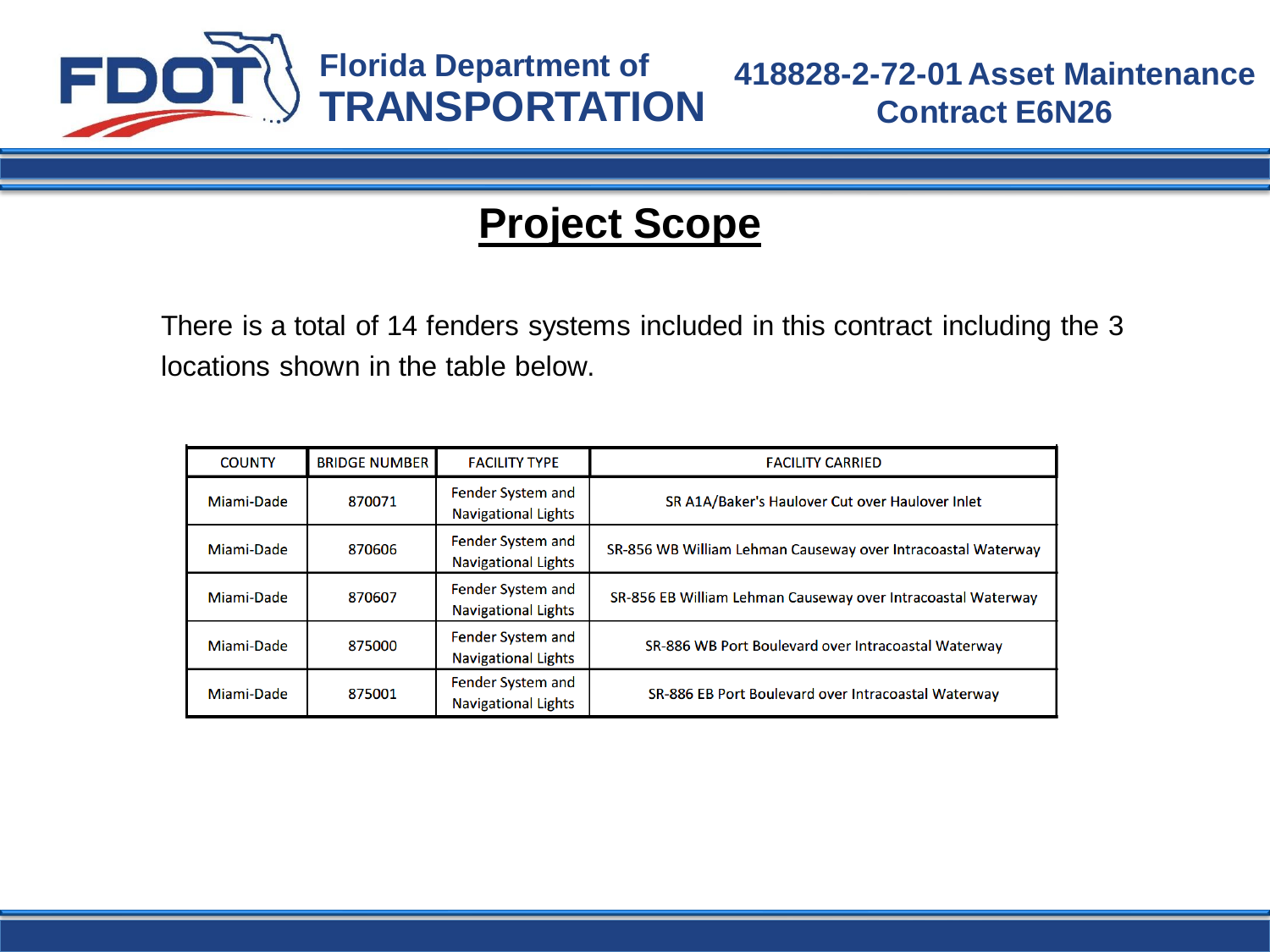# Project Scope

There is a total of 14 fenders systems included in this contract including the 3 locations shown in the table below.

| COUNTY | BRIDGE NUMBER | FACILITY TYPE | FACILITY CARRIED |
|---|---|---|---|
| Miami-Dade | 870071 | Fender System and Navigational Lights | SR A1A/Baker's Haulover Cut over Haulover Inlet |
| Miami-Dade | 870606 | Fender System and Navigational Lights | SR-856 WB William Lehman Causeway over Intracoastal Waterway |
| Miami-Dade | 870607 | Fender System and Navigational Lights | SR-856 EB William Lehman Causeway over Intracoastal Waterway |
| Miami-Dade | 875000 | Fender System and Navigational Lights | SR-886 WB Port Boulevard over Intracoastal Waterway |
| Miami-Dade | 875001 | Fender System and Navigational Lights | SR-886 EB Port Boulevard over Intracoastal Waterway |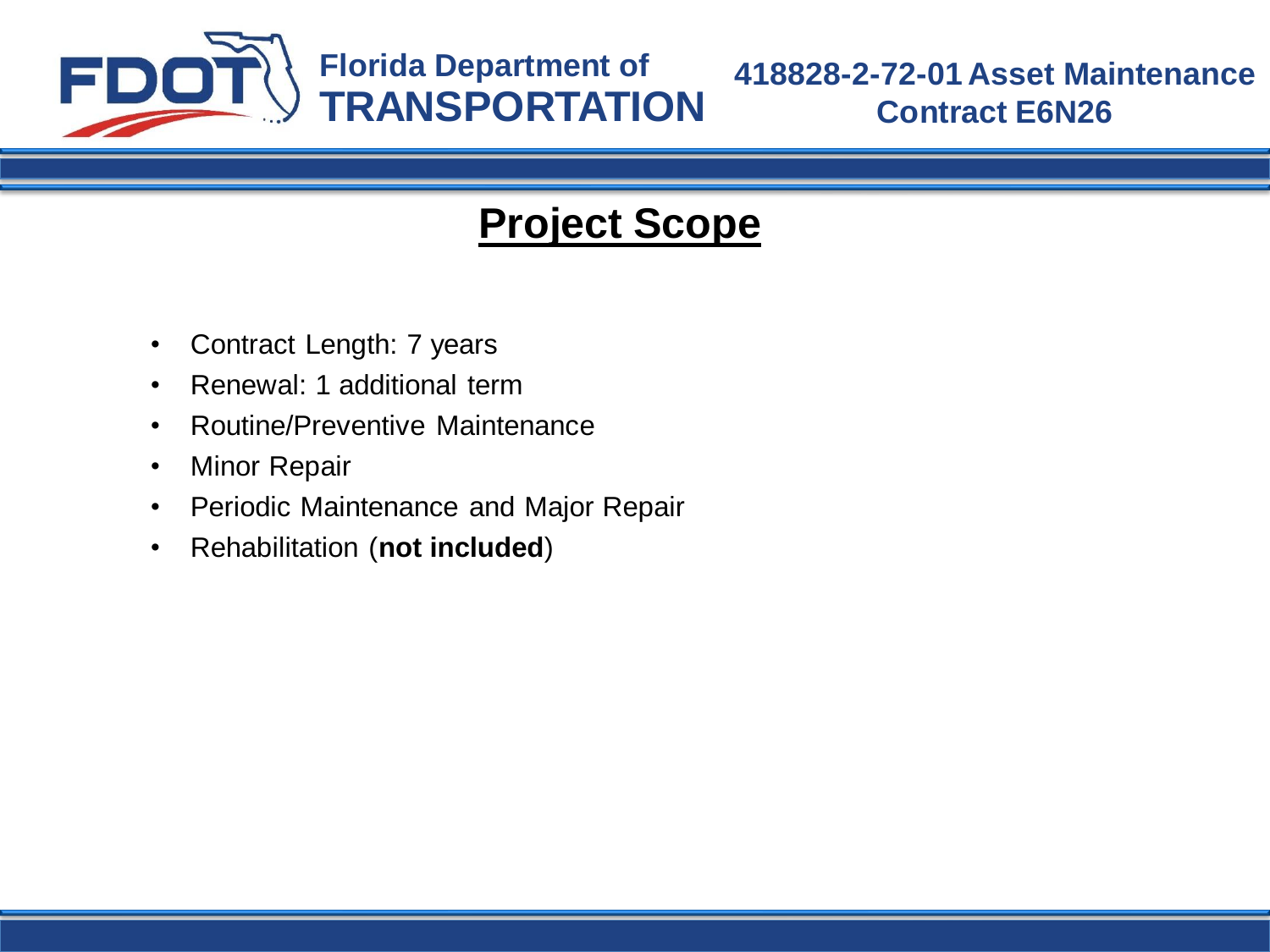## Project Scope

- Contract Length: 7 years
- Renewal: 1 additional term
- Routine/Preventive Maintenance
- Minor Repair
- Periodic Maintenance and Major Repair
- Rehabilitation (**not included**)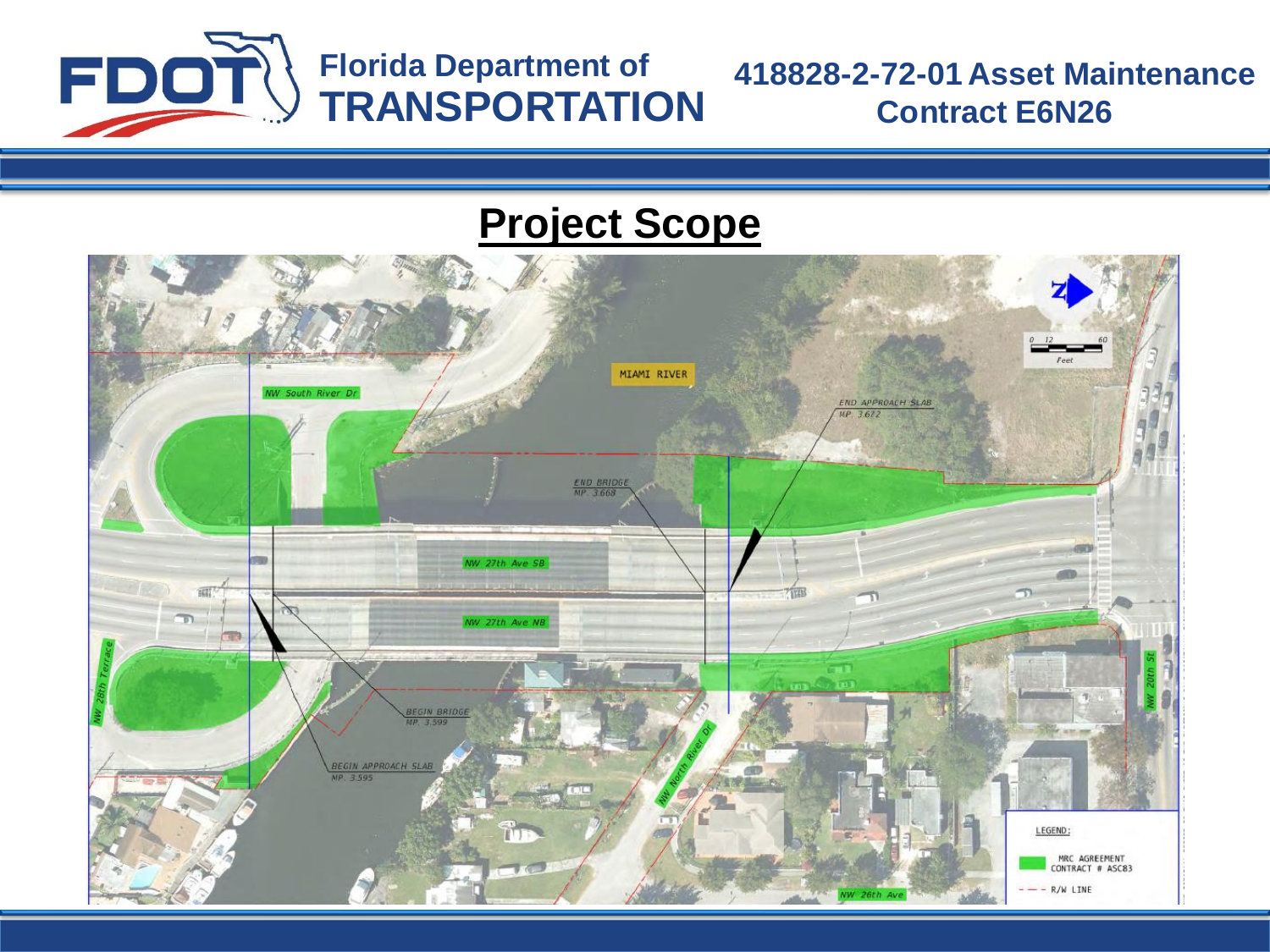# Project Scope

MIAMI RIVER

NW South River Dr

END APPROACH SLAB
MP. 3.672

END BRIDGE
MP 3.668

NW 27th Ave SB

NW 27th Ave NB

NW 28th Terrace

BEGIN BRIDGE
MP. 3.599

BEGIN APPROACH SLAB
MP. 3.595

NW North River Dr

NW 20th St

NW 26th Ave

0 12 60
Feet

LEGEND:

MRC AGREEMENT CONTRACT # ASC83

R/W LINE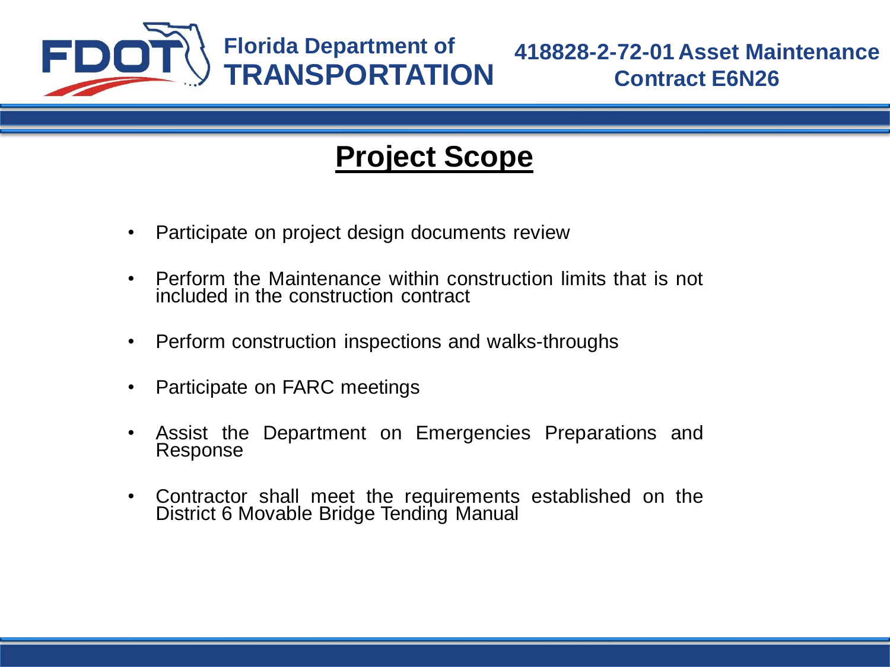# Project Scope

- Participate on project design documents review
- Perform the Maintenance within construction limits that is not included in the construction contract
- Perform construction inspections and walks-throughs
- Participate on FARC meetings
- Assist the Department on Emergencies Preparations and Response
- Contractor shall meet the requirements established on the District 6 Movable Bridge Tending Manual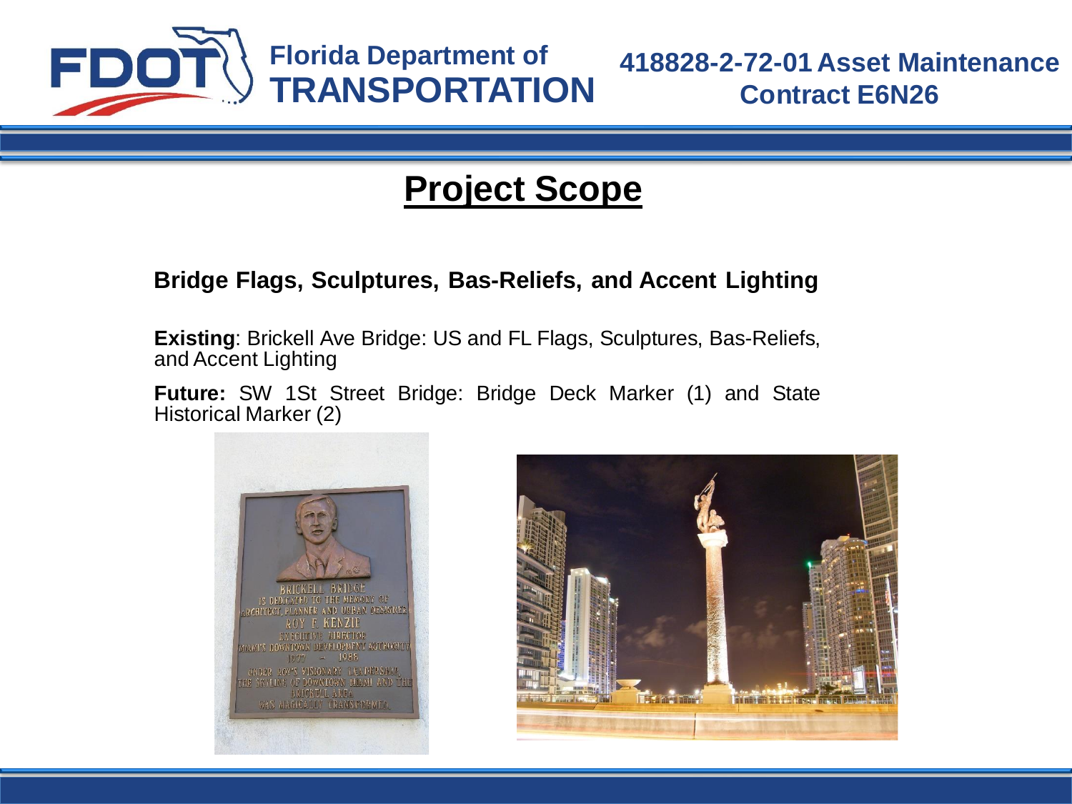## Project Scope

**Bridge Flags, Sculptures, Bas-Reliefs, and Accent Lighting**

**Existing**: Brickell Ave Bridge: US and FL Flags, Sculptures, Bas-Reliefs, and Accent Lighting

**Future:** SW 1St Street Bridge: Bridge Deck Marker (1) and State Historical Marker (2)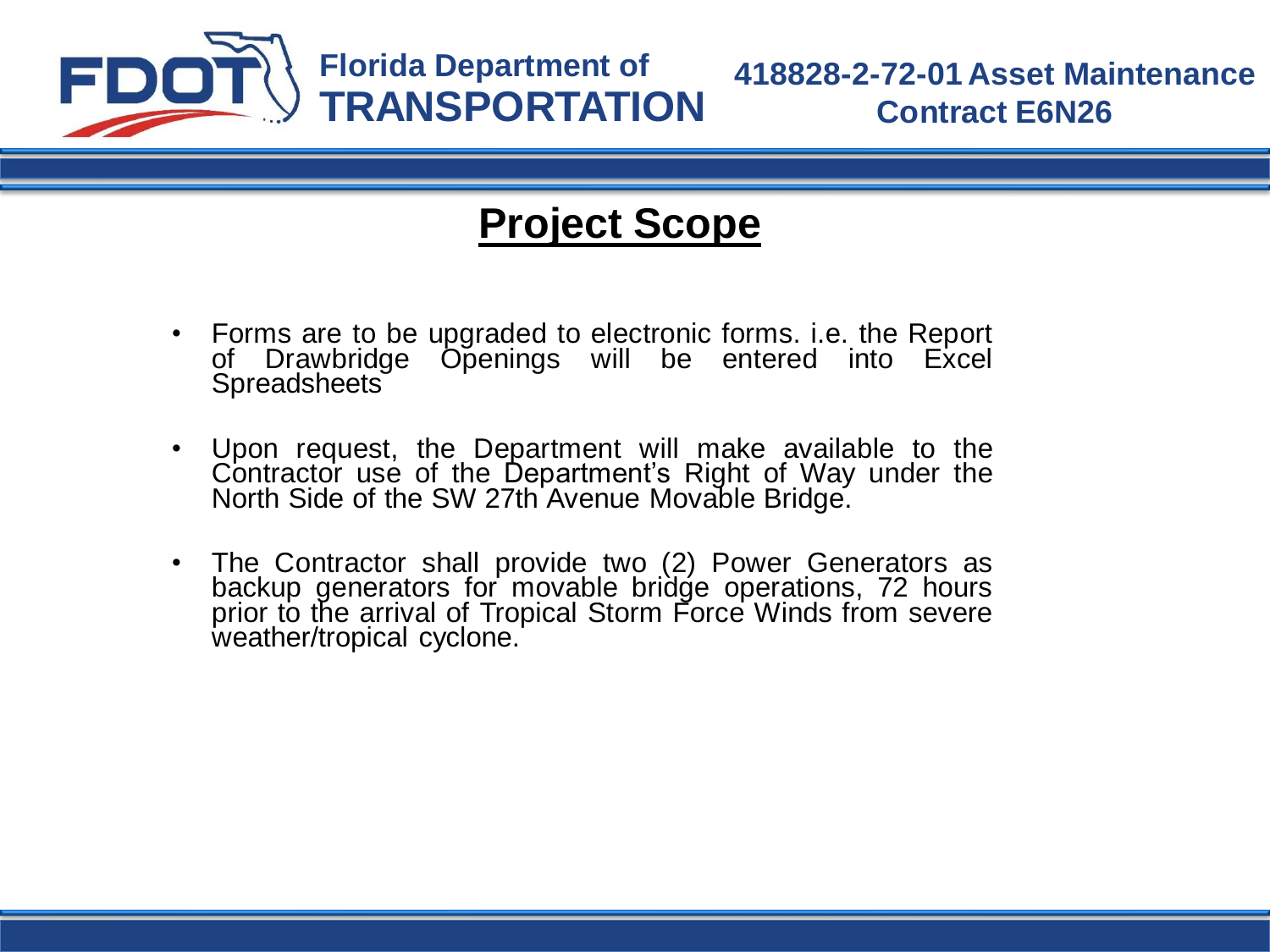## Project Scope

- Forms are to be upgraded to electronic forms. i.e. the Report of Drawbridge Openings will be entered into Excel Spreadsheets
- Upon request, the Department will make available to the Contractor use of the Department's Right of Way under the North Side of the SW 27th Avenue Movable Bridge.
- The Contractor shall provide two (2) Power Generators as backup generators for movable bridge operations, 72 hours prior to the arrival of Tropical Storm Force Winds from severe weather/tropical cyclone.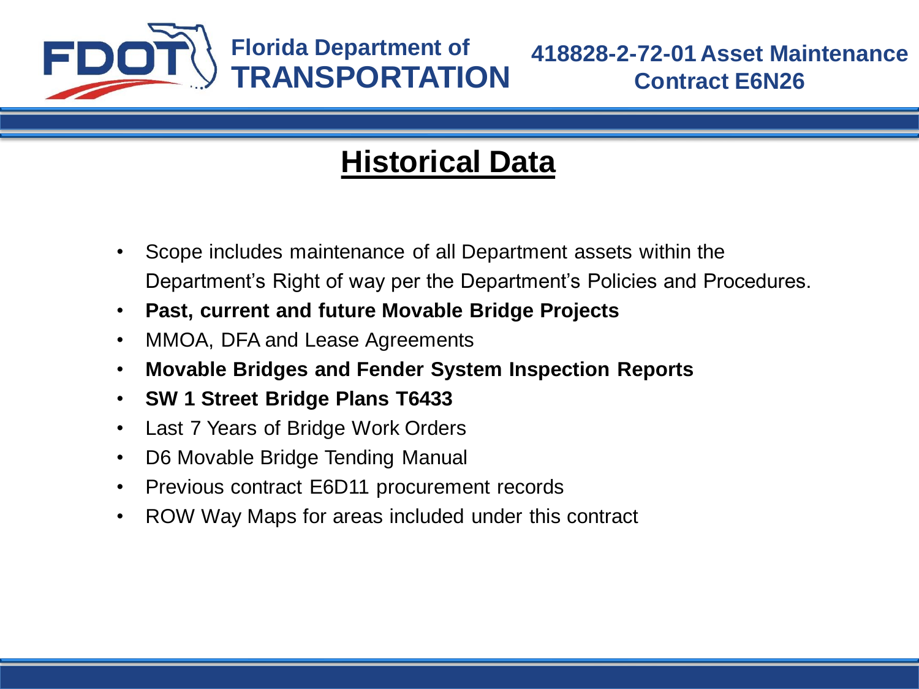## Historical Data

- Scope includes maintenance of all Department assets within the Department's Right of way per the Department's Policies and Procedures.
- **Past, current and future Movable Bridge Projects**
- MMOA, DFA and Lease Agreements
- **Movable Bridges and Fender System Inspection Reports**
- **SW 1 Street Bridge Plans T6433**
- Last 7 Years of Bridge Work Orders
- D6 Movable Bridge Tending Manual
- Previous contract E6D11 procurement records
- ROW Way Maps for areas included under this contract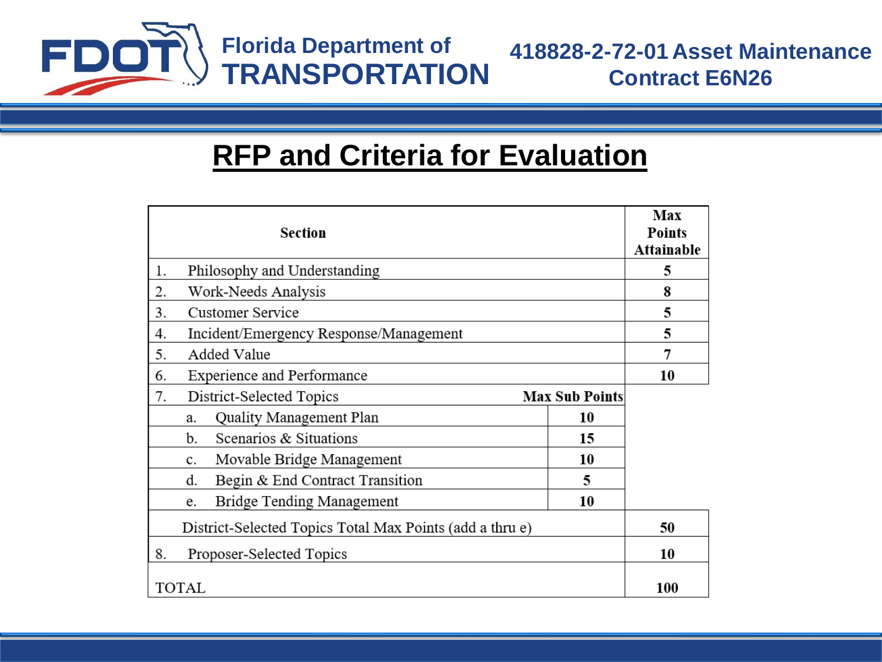# RFP and Criteria for Evaluation

| Section | | Max Points Attainable |
|---|---|---|
| 1. Philosophy and Understanding | | 5 |
| 2. Work-Needs Analysis | | 8 |
| 3. Customer Service | | 5 |
| 4. Incident/Emergency Response/Management | | 5 |
| 5. Added Value | | 7 |
| 6. Experience and Performance | | 10 |
| 7. District-Selected Topics | **Max Sub Points** | |
| a. Quality Management Plan | 10 | |
| b. Scenarios & Situations | 15 | |
| c. Movable Bridge Management | 10 | |
| d. Begin & End Contract Transition | 5 | |
| e. Bridge Tending Management | 10 | |
| District-Selected Topics Total Max Points (add a thru e) | | 50 |
| 8. Proposer-Selected Topics | | 10 |
| TOTAL | | 100 |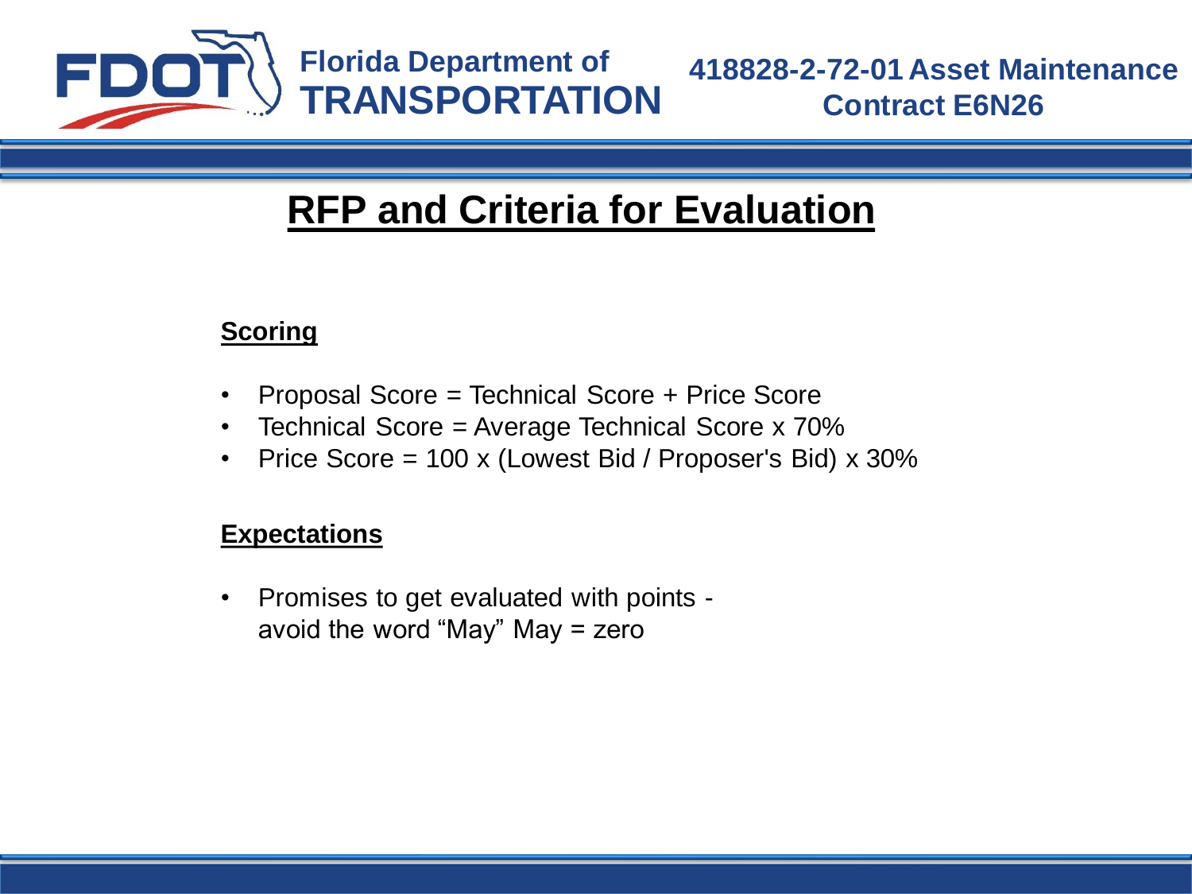# RFP and Criteria for Evaluation

### Scoring

- Proposal Score = Technical Score + Price Score
- Technical Score = Average Technical Score x 70%
- Price Score = 100 x (Lowest Bid / Proposer's Bid) x 30%

### Expectations

- Promises to get evaluated with points - avoid the word "May" May = zero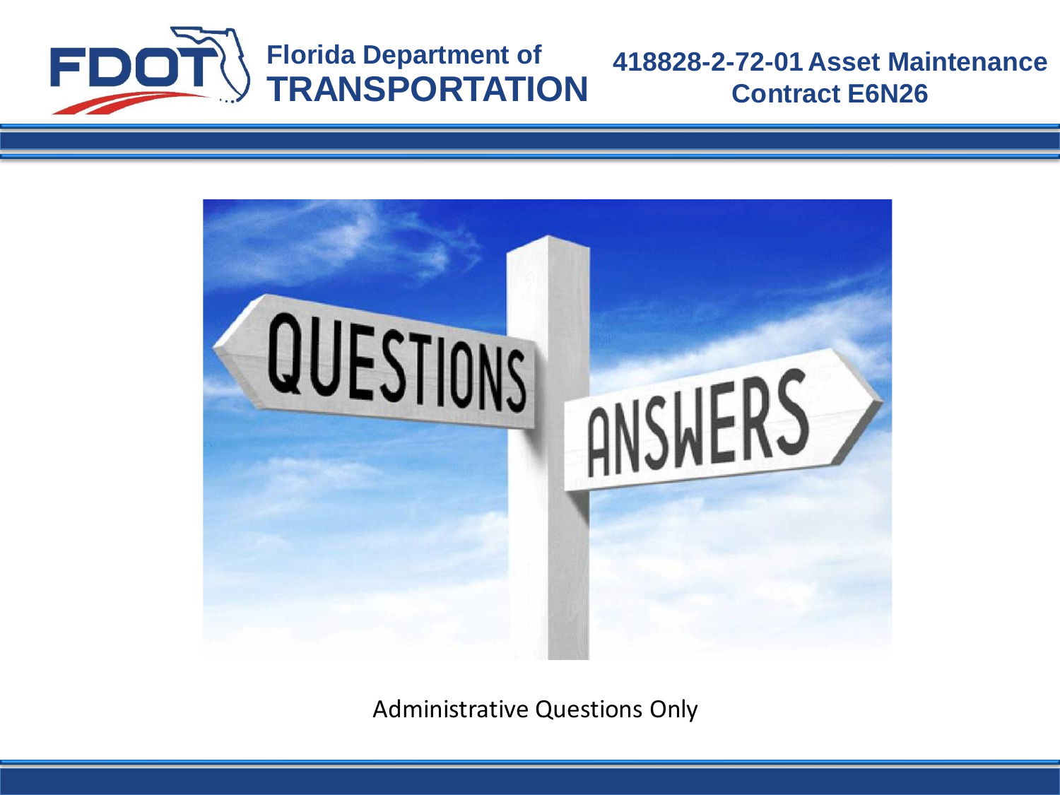Administrative Questions Only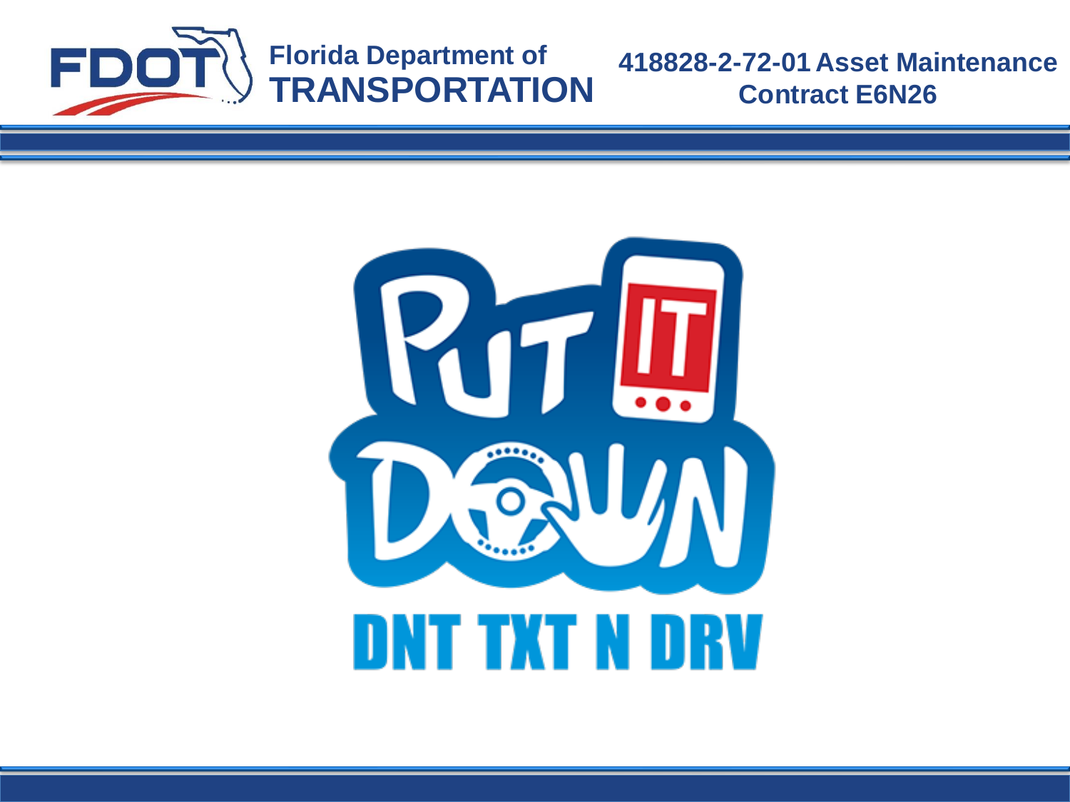Florida Department of TRANSPORTATION

418828-2-72-01 Asset Maintenance Contract E6N26

PUT IT DOWN

DNT TXT N DRV